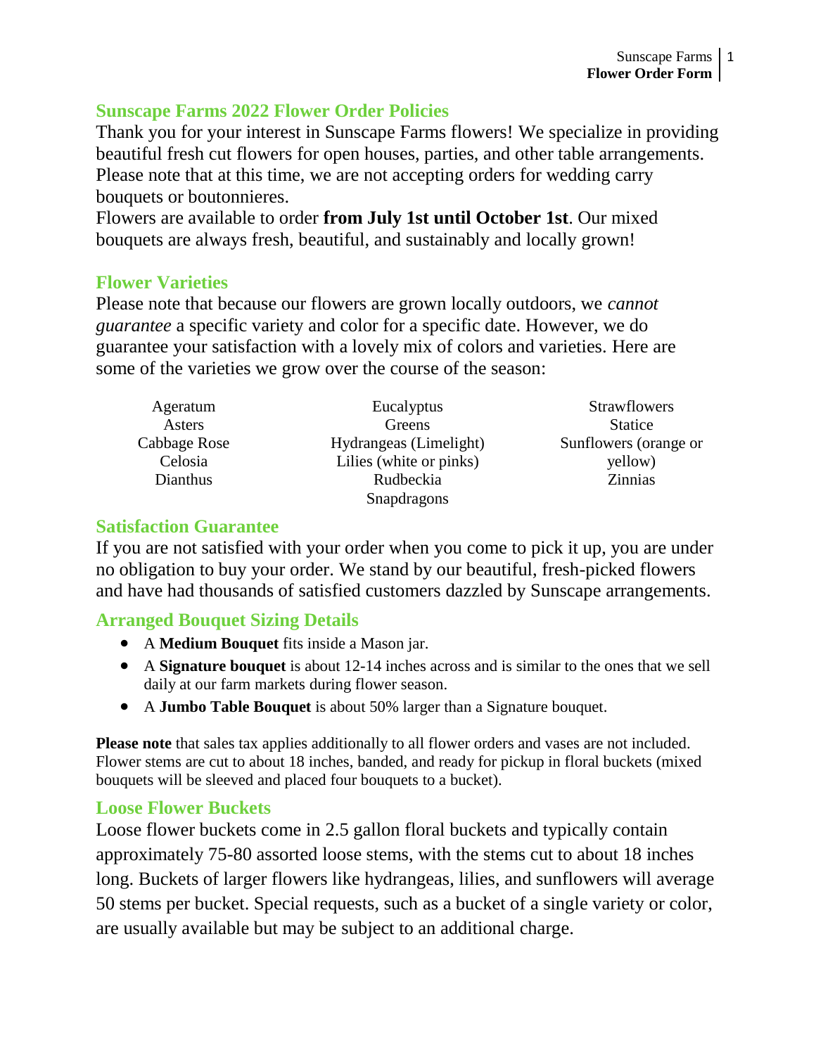## Sunscape Farms 2022 Flower Order Policies

Thank you for your interest in Sunscape Farms flowers! We specialize in providing beautiful fresh cut flowers for open houses, parties, and other table arrangements. Please note that at this time, we are not accepting orders for wedding carry bouquets or boutonnieres.

Flowers are available to order **from July 1st until October 1st**. Our mixed bouquets are always fresh, beautiful, and sustainably and locally grown!

## Flower Varieties

Please note that because our flowers are grown locally outdoors, we *cannot guarantee* a specific variety and color for a specific date. However, we do guarantee your satisfaction with a lovely mix of colors and varieties. Here are some of the varieties we grow over the course of the season:

- Ageratum
- Asters
- Cabbage Rose
- Celosia
- Dianthus
- Eucalyptus
- Greens
- Hydrangeas (Limelight)
- Lilies (white or pinks)
- Rudbeckia
- Snapdragons
- Strawflowers
- Statice
- Sunflowers (orange or yellow)
- Zinnias

## Satisfaction Guarantee

If you are not satisfied with your order when you come to pick it up, you are under no obligation to buy your order. We stand by our beautiful, fresh-picked flowers and have had thousands of satisfied customers dazzled by Sunscape arrangements.

## Arranged Bouquet Sizing Details

- A **Medium Bouquet** fits inside a Mason jar.
- A **Signature bouquet** is about 12-14 inches across and is similar to the ones that we sell daily at our farm markets during flower season.
- A **Jumbo Table Bouquet** is about 50% larger than a Signature bouquet.

**Please note** that sales tax applies additionally to all flower orders and vases are not included. Flower stems are cut to about 18 inches, banded, and ready for pickup in floral buckets (mixed bouquets will be sleeved and placed four bouquets to a bucket).

## Loose Flower Buckets

Loose flower buckets come in 2.5 gallon floral buckets and typically contain approximately 75-80 assorted loose stems, with the stems cut to about 18 inches long. Buckets of larger flowers like hydrangeas, lilies, and sunflowers will average 50 stems per bucket. Special requests, such as a bucket of a single variety or color, are usually available but may be subject to an additional charge.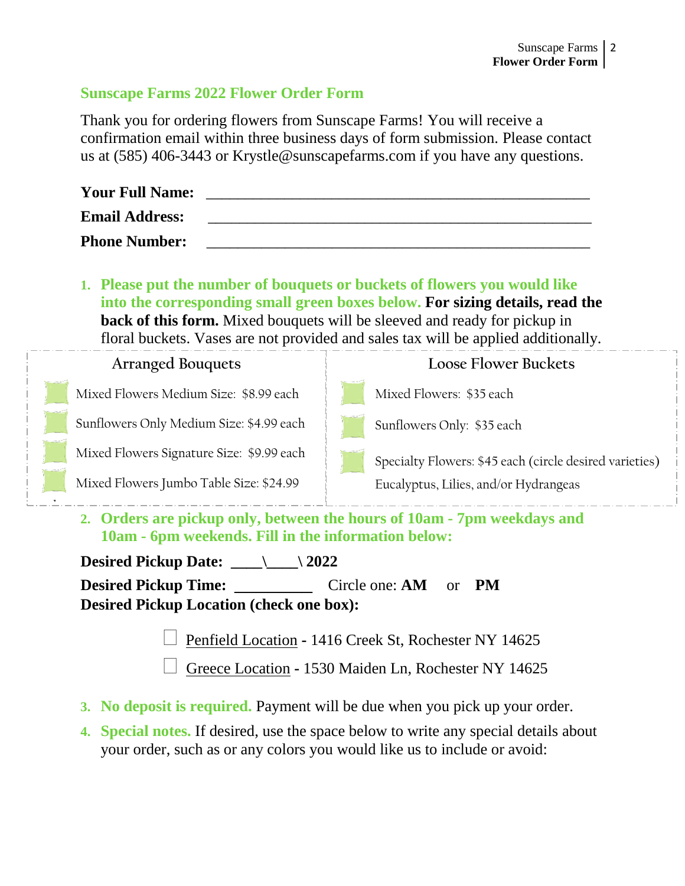## Sunscape Farms 2022 Flower Order Form

Thank you for ordering flowers from Sunscape Farms! You will receive a confirmation email within three business days of form submission. Please contact us at (585) 406-3443 or Krystle@sunscapefarms.com if you have any questions.

**Your Full Name:** ______________________________________________

**Email Address:** ______________________________________________

**Phone Number:** ______________________________________________

1. **Please put the number of bouquets or buckets of flowers you would like into the corresponding small green boxes below. For sizing details, read the back of this form.** Mixed bouquets will be sleeved and ready for pickup in floral buckets. Vases are not provided and sales tax will be applied additionally.

| Arranged Bouquets | Loose Flower Buckets |
|---|---|
| Mixed Flowers Medium Size: $8.99 each | Mixed Flowers: $35 each |
| Sunflowers Only Medium Size: $4.99 each | Sunflowers Only: $35 each |
| Mixed Flowers Signature Size: $9.99 each | Specialty Flowers: $45 each (circle desired varieties) Eucalyptus, Lilies, and/or Hydrangeas |
| Mixed Flowers Jumbo Table Size: $24.99 | |

2. **Orders are pickup only, between the hours of 10am - 7pm weekdays and 10am - 6pm weekends. Fill in the information below:**

**Desired Pickup Date: ____\\____\\ 2022**

**Desired Pickup Time:** __________ Circle one: **AM** or **PM**

**Desired Pickup Location (check one box):**

- ☐ Penfield Location - 1416 Creek St, Rochester NY 14625
- ☐ Greece Location - 1530 Maiden Ln, Rochester NY 14625

3. **No deposit is required.** Payment will be due when you pick up your order.
4. **Special notes.** If desired, use the space below to write any special details about your order, such as or any colors you would like us to include or avoid: